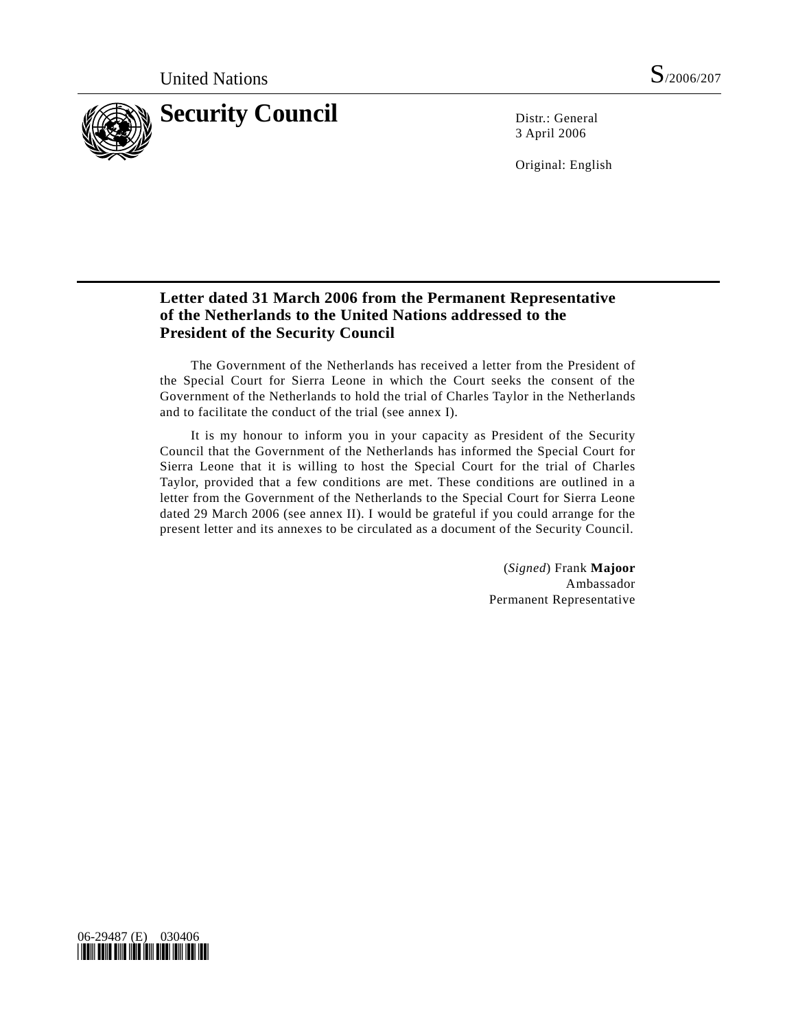United Nations S/2006/207

# Security Council

Distr.: General
3 April 2006

Original: English

## Letter dated 31 March 2006 from the Permanent Representative of the Netherlands to the United Nations addressed to the President of the Security Council

The Government of the Netherlands has received a letter from the President of the Special Court for Sierra Leone in which the Court seeks the consent of the Government of the Netherlands to hold the trial of Charles Taylor in the Netherlands and to facilitate the conduct of the trial (see annex I).

It is my honour to inform you in your capacity as President of the Security Council that the Government of the Netherlands has informed the Special Court for Sierra Leone that it is willing to host the Special Court for the trial of Charles Taylor, provided that a few conditions are met. These conditions are outlined in a letter from the Government of the Netherlands to the Special Court for Sierra Leone dated 29 March 2006 (see annex II). I would be grateful if you could arrange for the present letter and its annexes to be circulated as a document of the Security Council.

(*Signed*) Frank **Majoor**
Ambassador
Permanent Representative

06-29487 (E) 030406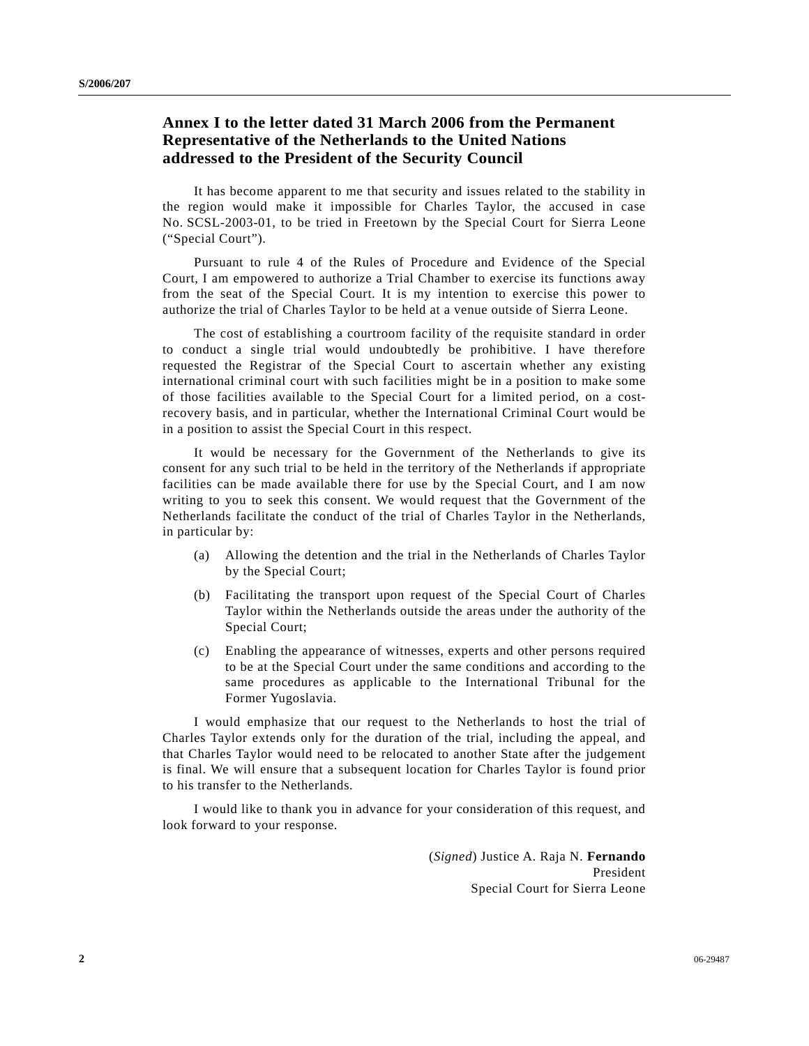## Annex I to the letter dated 31 March 2006 from the Permanent Representative of the Netherlands to the United Nations addressed to the President of the Security Council

It has become apparent to me that security and issues related to the stability in the region would make it impossible for Charles Taylor, the accused in case No. SCSL-2003-01, to be tried in Freetown by the Special Court for Sierra Leone ("Special Court").

Pursuant to rule 4 of the Rules of Procedure and Evidence of the Special Court, I am empowered to authorize a Trial Chamber to exercise its functions away from the seat of the Special Court. It is my intention to exercise this power to authorize the trial of Charles Taylor to be held at a venue outside of Sierra Leone.

The cost of establishing a courtroom facility of the requisite standard in order to conduct a single trial would undoubtedly be prohibitive. I have therefore requested the Registrar of the Special Court to ascertain whether any existing international criminal court with such facilities might be in a position to make some of those facilities available to the Special Court for a limited period, on a cost-recovery basis, and in particular, whether the International Criminal Court would be in a position to assist the Special Court in this respect.

It would be necessary for the Government of the Netherlands to give its consent for any such trial to be held in the territory of the Netherlands if appropriate facilities can be made available there for use by the Special Court, and I am now writing to you to seek this consent. We would request that the Government of the Netherlands facilitate the conduct of the trial of Charles Taylor in the Netherlands, in particular by:

(a) Allowing the detention and the trial in the Netherlands of Charles Taylor by the Special Court;

(b) Facilitating the transport upon request of the Special Court of Charles Taylor within the Netherlands outside the areas under the authority of the Special Court;

(c) Enabling the appearance of witnesses, experts and other persons required to be at the Special Court under the same conditions and according to the same procedures as applicable to the International Tribunal for the Former Yugoslavia.

I would emphasize that our request to the Netherlands to host the trial of Charles Taylor extends only for the duration of the trial, including the appeal, and that Charles Taylor would need to be relocated to another State after the judgement is final. We will ensure that a subsequent location for Charles Taylor is found prior to his transfer to the Netherlands.

I would like to thank you in advance for your consideration of this request, and look forward to your response.

(*Signed*) Justice A. Raja N. **Fernando**
President
Special Court for Sierra Leone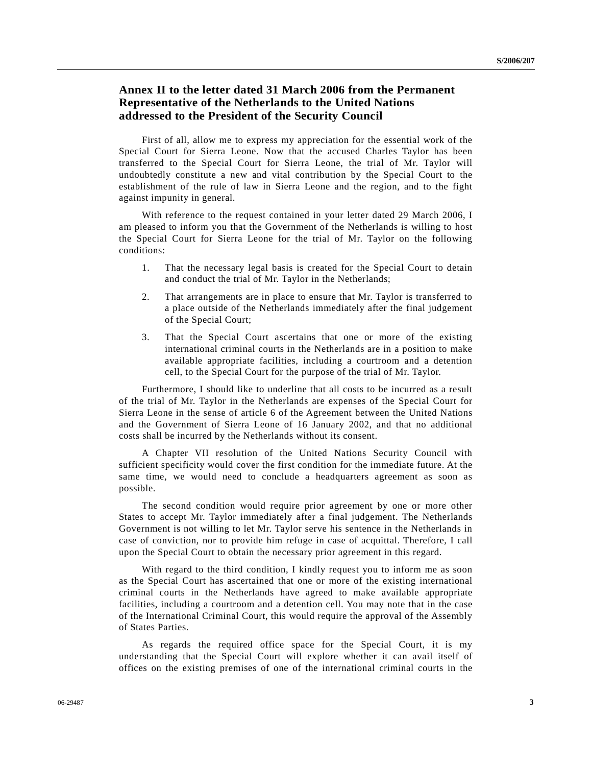## Annex II to the letter dated 31 March 2006 from the Permanent Representative of the Netherlands to the United Nations addressed to the President of the Security Council

First of all, allow me to express my appreciation for the essential work of the Special Court for Sierra Leone. Now that the accused Charles Taylor has been transferred to the Special Court for Sierra Leone, the trial of Mr. Taylor will undoubtedly constitute a new and vital contribution by the Special Court to the establishment of the rule of law in Sierra Leone and the region, and to the fight against impunity in general.

With reference to the request contained in your letter dated 29 March 2006, I am pleased to inform you that the Government of the Netherlands is willing to host the Special Court for Sierra Leone for the trial of Mr. Taylor on the following conditions:

1. That the necessary legal basis is created for the Special Court to detain and conduct the trial of Mr. Taylor in the Netherlands;
2. That arrangements are in place to ensure that Mr. Taylor is transferred to a place outside of the Netherlands immediately after the final judgement of the Special Court;
3. That the Special Court ascertains that one or more of the existing international criminal courts in the Netherlands are in a position to make available appropriate facilities, including a courtroom and a detention cell, to the Special Court for the purpose of the trial of Mr. Taylor.

Furthermore, I should like to underline that all costs to be incurred as a result of the trial of Mr. Taylor in the Netherlands are expenses of the Special Court for Sierra Leone in the sense of article 6 of the Agreement between the United Nations and the Government of Sierra Leone of 16 January 2002, and that no additional costs shall be incurred by the Netherlands without its consent.

A Chapter VII resolution of the United Nations Security Council with sufficient specificity would cover the first condition for the immediate future. At the same time, we would need to conclude a headquarters agreement as soon as possible.

The second condition would require prior agreement by one or more other States to accept Mr. Taylor immediately after a final judgement. The Netherlands Government is not willing to let Mr. Taylor serve his sentence in the Netherlands in case of conviction, nor to provide him refuge in case of acquittal. Therefore, I call upon the Special Court to obtain the necessary prior agreement in this regard.

With regard to the third condition, I kindly request you to inform me as soon as the Special Court has ascertained that one or more of the existing international criminal courts in the Netherlands have agreed to make available appropriate facilities, including a courtroom and a detention cell. You may note that in the case of the International Criminal Court, this would require the approval of the Assembly of States Parties.

As regards the required office space for the Special Court, it is my understanding that the Special Court will explore whether it can avail itself of offices on the existing premises of one of the international criminal courts in the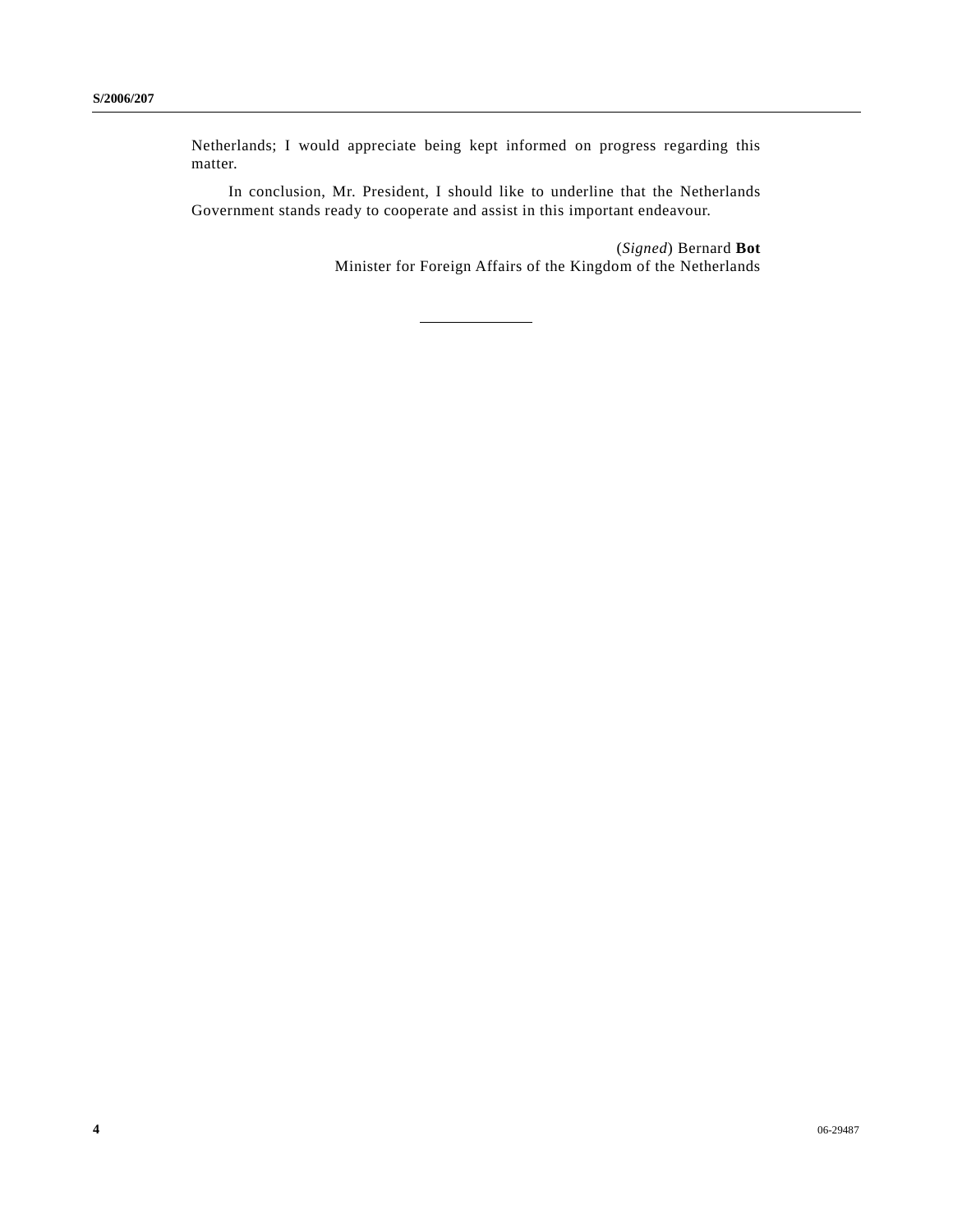Netherlands; I would appreciate being kept informed on progress regarding this matter.

In conclusion, Mr. President, I should like to underline that the Netherlands Government stands ready to cooperate and assist in this important endeavour.

(*Signed*) Bernard **Bot**
Minister for Foreign Affairs of the Kingdom of the Netherlands